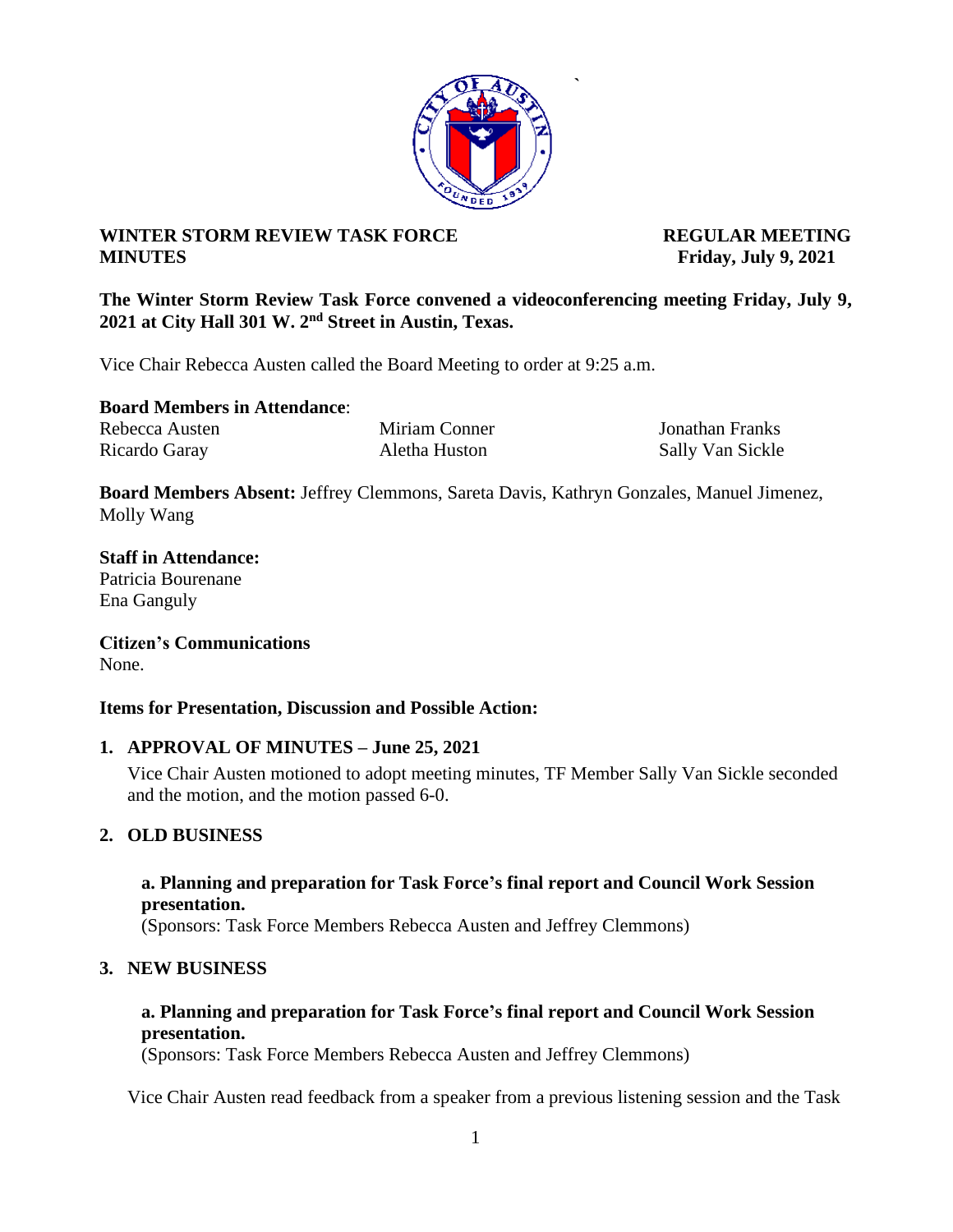**WINTER STORM REVIEW TASK FORCE MINUTES**

**REGULAR MEETING Friday, July 9, 2021**

**The Winter Storm Review Task Force convened a videoconferencing meeting Friday, July 9, 2021 at City Hall 301 W. 2nd Street in Austin, Texas.**

Vice Chair Rebecca Austen called the Board Meeting to order at 9:25 a.m.

**Board Members in Attendance**:

| | | |
|---|---|---|
| Rebecca Austen | Miriam Conner | Jonathan Franks |
| Ricardo Garay | Aletha Huston | Sally Van Sickle |

**Board Members Absent:** Jeffrey Clemmons, Sareta Davis, Kathryn Gonzales, Manuel Jimenez, Molly Wang

**Staff in Attendance:**
Patricia Bourenane
Ena Ganguly

**Citizen's Communications**
None.

**Items for Presentation, Discussion and Possible Action:**

**1. APPROVAL OF MINUTES – June 25, 2021**

Vice Chair Austen motioned to adopt meeting minutes, TF Member Sally Van Sickle seconded and the motion, and the motion passed 6-0.

**2. OLD BUSINESS**

**a. Planning and preparation for Task Force's final report and Council Work Session presentation.**
(Sponsors: Task Force Members Rebecca Austen and Jeffrey Clemmons)

**3. NEW BUSINESS**

**a. Planning and preparation for Task Force's final report and Council Work Session presentation.**
(Sponsors: Task Force Members Rebecca Austen and Jeffrey Clemmons)

Vice Chair Austen read feedback from a speaker from a previous listening session and the Task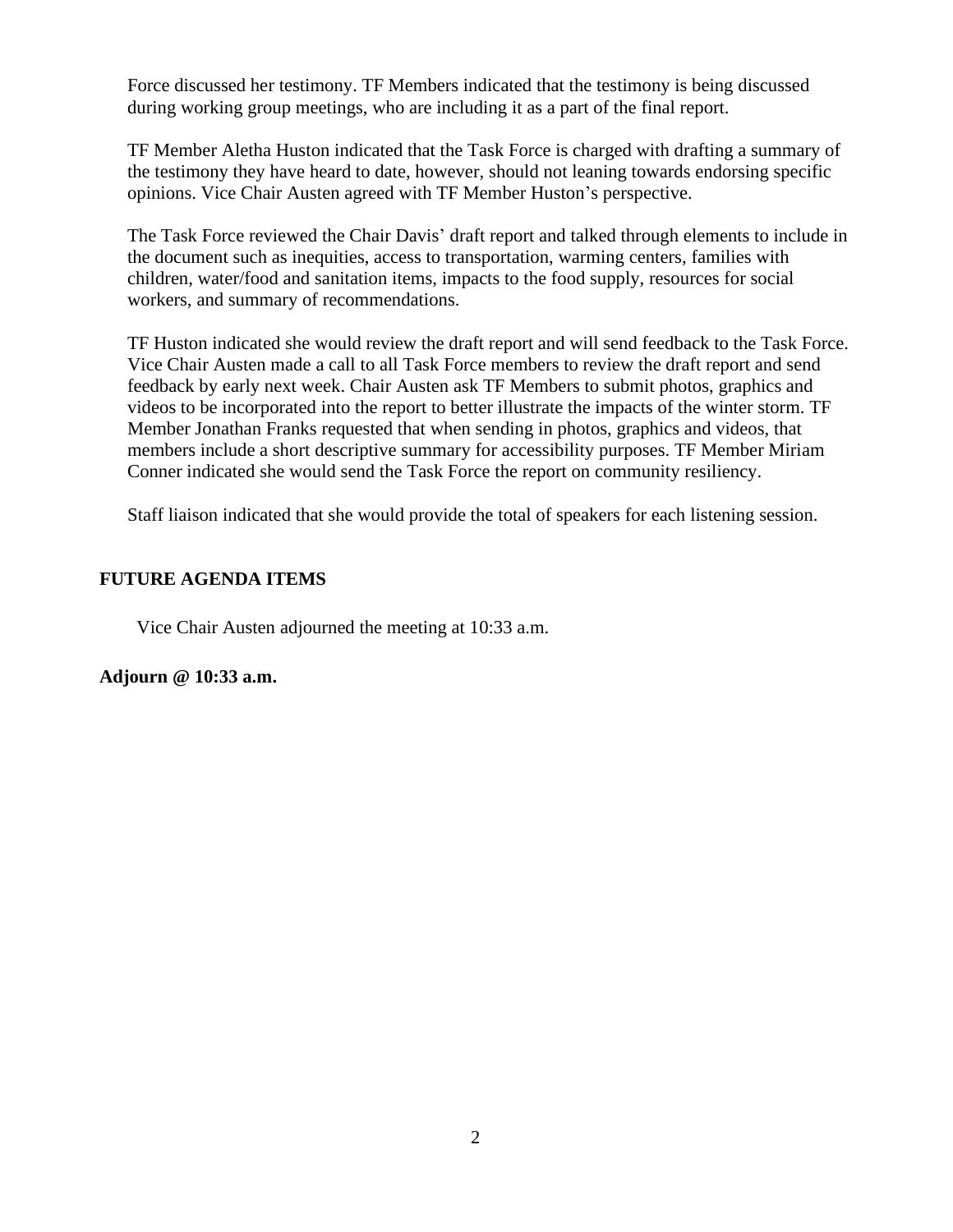Force discussed her testimony. TF Members indicated that the testimony is being discussed during working group meetings, who are including it as a part of the final report.

TF Member Aletha Huston indicated that the Task Force is charged with drafting a summary of the testimony they have heard to date, however, should not leaning towards endorsing specific opinions. Vice Chair Austen agreed with TF Member Huston's perspective.

The Task Force reviewed the Chair Davis' draft report and talked through elements to include in the document such as inequities, access to transportation, warming centers, families with children, water/food and sanitation items, impacts to the food supply, resources for social workers, and summary of recommendations.

TF Huston indicated she would review the draft report and will send feedback to the Task Force. Vice Chair Austen made a call to all Task Force members to review the draft report and send feedback by early next week. Chair Austen ask TF Members to submit photos, graphics and videos to be incorporated into the report to better illustrate the impacts of the winter storm. TF Member Jonathan Franks requested that when sending in photos, graphics and videos, that members include a short descriptive summary for accessibility purposes. TF Member Miriam Conner indicated she would send the Task Force the report on community resiliency.

Staff liaison indicated that she would provide the total of speakers for each listening session.

**FUTURE AGENDA ITEMS**

Vice Chair Austen adjourned the meeting at 10:33 a.m.

**Adjourn @ 10:33 a.m.**